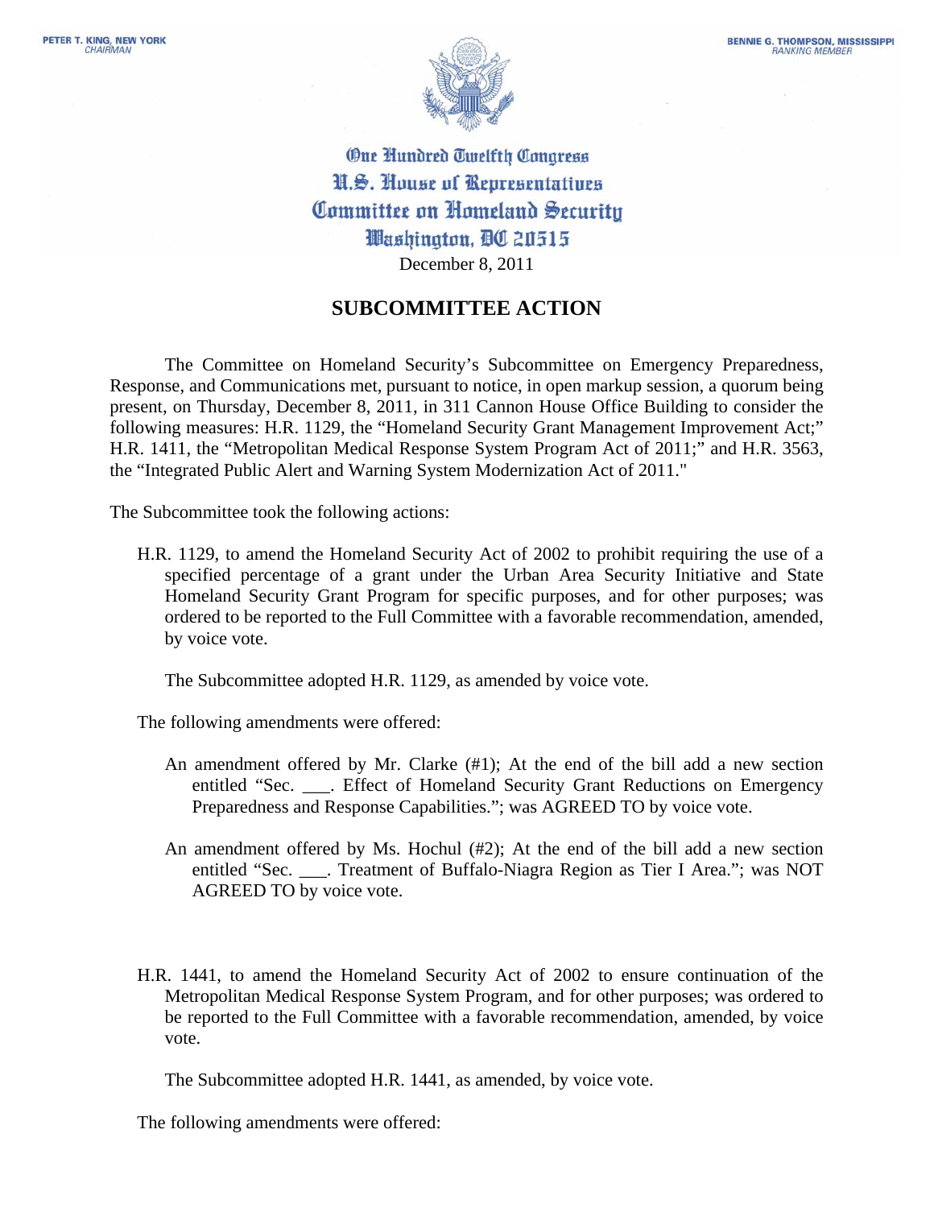PETER T. KING, NEW YORK
*CHAIRMAN*

BENNIE G. THOMPSON, MISSISSIPPI
*RANKING MEMBER*

One Hundred Twelfth Congress
U.S. House of Representatives
Committee on Homeland Security
Washington, DC 20515

December 8, 2011

## SUBCOMMITTEE ACTION

The Committee on Homeland Security's Subcommittee on Emergency Preparedness, Response, and Communications met, pursuant to notice, in open markup session, a quorum being present, on Thursday, December 8, 2011, in 311 Cannon House Office Building to consider the following measures: H.R. 1129, the "Homeland Security Grant Management Improvement Act;" H.R. 1411, the "Metropolitan Medical Response System Program Act of 2011;" and H.R. 3563, the "Integrated Public Alert and Warning System Modernization Act of 2011."

The Subcommittee took the following actions:

H.R. 1129, to amend the Homeland Security Act of 2002 to prohibit requiring the use of a specified percentage of a grant under the Urban Area Security Initiative and State Homeland Security Grant Program for specific purposes, and for other purposes; was ordered to be reported to the Full Committee with a favorable recommendation, amended, by voice vote.

The Subcommittee adopted H.R. 1129, as amended by voice vote.

The following amendments were offered:

An amendment offered by Mr. Clarke (#1); At the end of the bill add a new section entitled "Sec. ___. Effect of Homeland Security Grant Reductions on Emergency Preparedness and Response Capabilities."; was AGREED TO by voice vote.

An amendment offered by Ms. Hochul (#2); At the end of the bill add a new section entitled "Sec. ___. Treatment of Buffalo-Niagra Region as Tier I Area."; was NOT AGREED TO by voice vote.

H.R. 1441, to amend the Homeland Security Act of 2002 to ensure continuation of the Metropolitan Medical Response System Program, and for other purposes; was ordered to be reported to the Full Committee with a favorable recommendation, amended, by voice vote.

The Subcommittee adopted H.R. 1441, as amended, by voice vote.

The following amendments were offered: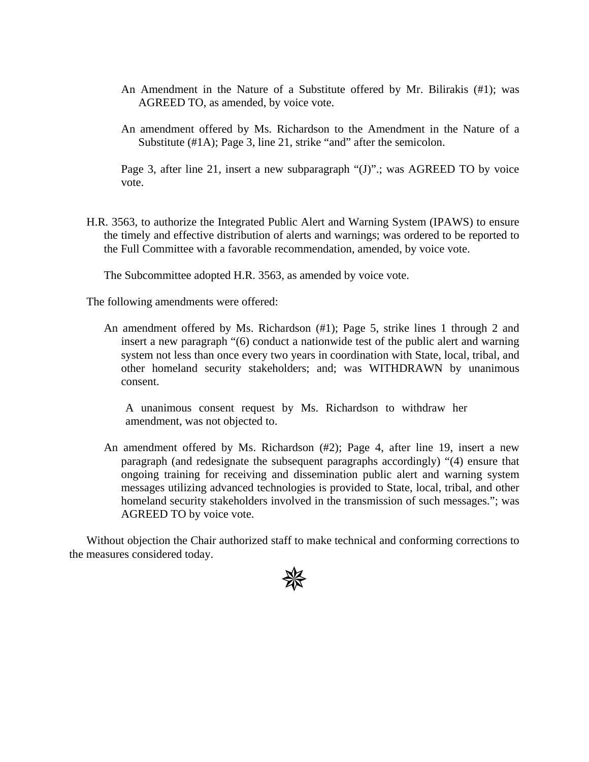An Amendment in the Nature of a Substitute offered by Mr. Bilirakis (#1); was AGREED TO, as amended, by voice vote.

An amendment offered by Ms. Richardson to the Amendment in the Nature of a Substitute (#1A); Page 3, line 21, strike "and" after the semicolon.

Page 3, after line 21, insert a new subparagraph "(J)".; was AGREED TO by voice vote.

H.R. 3563, to authorize the Integrated Public Alert and Warning System (IPAWS) to ensure the timely and effective distribution of alerts and warnings; was ordered to be reported to the Full Committee with a favorable recommendation, amended, by voice vote.

The Subcommittee adopted H.R. 3563, as amended by voice vote.

The following amendments were offered:

An amendment offered by Ms. Richardson (#1); Page 5, strike lines 1 through 2 and insert a new paragraph "(6) conduct a nationwide test of the public alert and warning system not less than once every two years in coordination with State, local, tribal, and other homeland security stakeholders; and; was WITHDRAWN by unanimous consent.

A unanimous consent request by Ms. Richardson to withdraw her amendment, was not objected to.

An amendment offered by Ms. Richardson (#2); Page 4, after line 19, insert a new paragraph (and redesignate the subsequent paragraphs accordingly) "(4) ensure that ongoing training for receiving and dissemination public alert and warning system messages utilizing advanced technologies is provided to State, local, tribal, and other homeland security stakeholders involved in the transmission of such messages."; was AGREED TO by voice vote.

Without objection the Chair authorized staff to make technical and conforming corrections to the measures considered today.